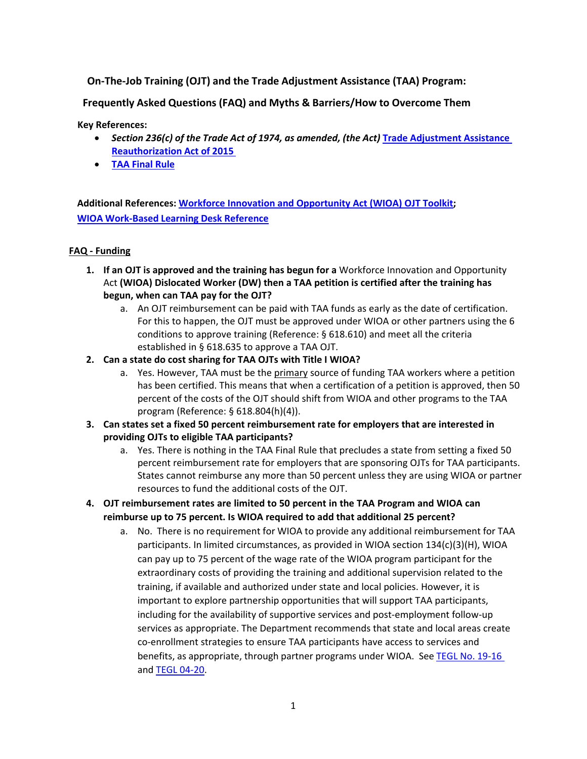## On-The-Job Training (OJT) and the Trade Adjustment Assistance (TAA) Program:

## Frequently Asked Questions (FAQ) and Myths & Barriers/How to Overcome Them

**Key References:**

- ***Section 236(c) of the Trade Act of 1974, as amended, (the Act)*** **Trade Adjustment Assistance Reauthorization Act of 2015**
- **TAA Final Rule**

**Additional References: Workforce Innovation and Opportunity Act (WIOA) OJT Toolkit; WIOA Work-Based Learning Desk Reference**

**FAQ - Funding**

1. **If an OJT is approved and the training has begun for a** Workforce Innovation and Opportunity Act **(WIOA) Dislocated Worker (DW) then a TAA petition is certified after the training has begun, when can TAA pay for the OJT?**
   a. An OJT reimbursement can be paid with TAA funds as early as the date of certification. For this to happen, the OJT must be approved under WIOA or other partners using the 6 conditions to approve training (Reference: § 618.610) and meet all the criteria established in § 618.635 to approve a TAA OJT.
2. **Can a state do cost sharing for TAA OJTs with Title I WIOA?**
   a. Yes. However, TAA must be the primary source of funding TAA workers where a petition has been certified. This means that when a certification of a petition is approved, then 50 percent of the costs of the OJT should shift from WIOA and other programs to the TAA program (Reference: § 618.804(h)(4)).
3. **Can states set a fixed 50 percent reimbursement rate for employers that are interested in providing OJTs to eligible TAA participants?**
   a. Yes. There is nothing in the TAA Final Rule that precludes a state from setting a fixed 50 percent reimbursement rate for employers that are sponsoring OJTs for TAA participants. States cannot reimburse any more than 50 percent unless they are using WIOA or partner resources to fund the additional costs of the OJT.
4. **OJT reimbursement rates are limited to 50 percent in the TAA Program and WIOA can reimburse up to 75 percent. Is WIOA required to add that additional 25 percent?**
   a. No. There is no requirement for WIOA to provide any additional reimbursement for TAA participants. In limited circumstances, as provided in WIOA section 134(c)(3)(H), WIOA can pay up to 75 percent of the wage rate of the WIOA program participant for the extraordinary costs of providing the training and additional supervision related to the training, if available and authorized under state and local policies. However, it is important to explore partnership opportunities that will support TAA participants, including for the availability of supportive services and post-employment follow-up services as appropriate. The Department recommends that state and local areas create co-enrollment strategies to ensure TAA participants have access to services and benefits, as appropriate, through partner programs under WIOA. See TEGL No. 19-16 and TEGL 04-20.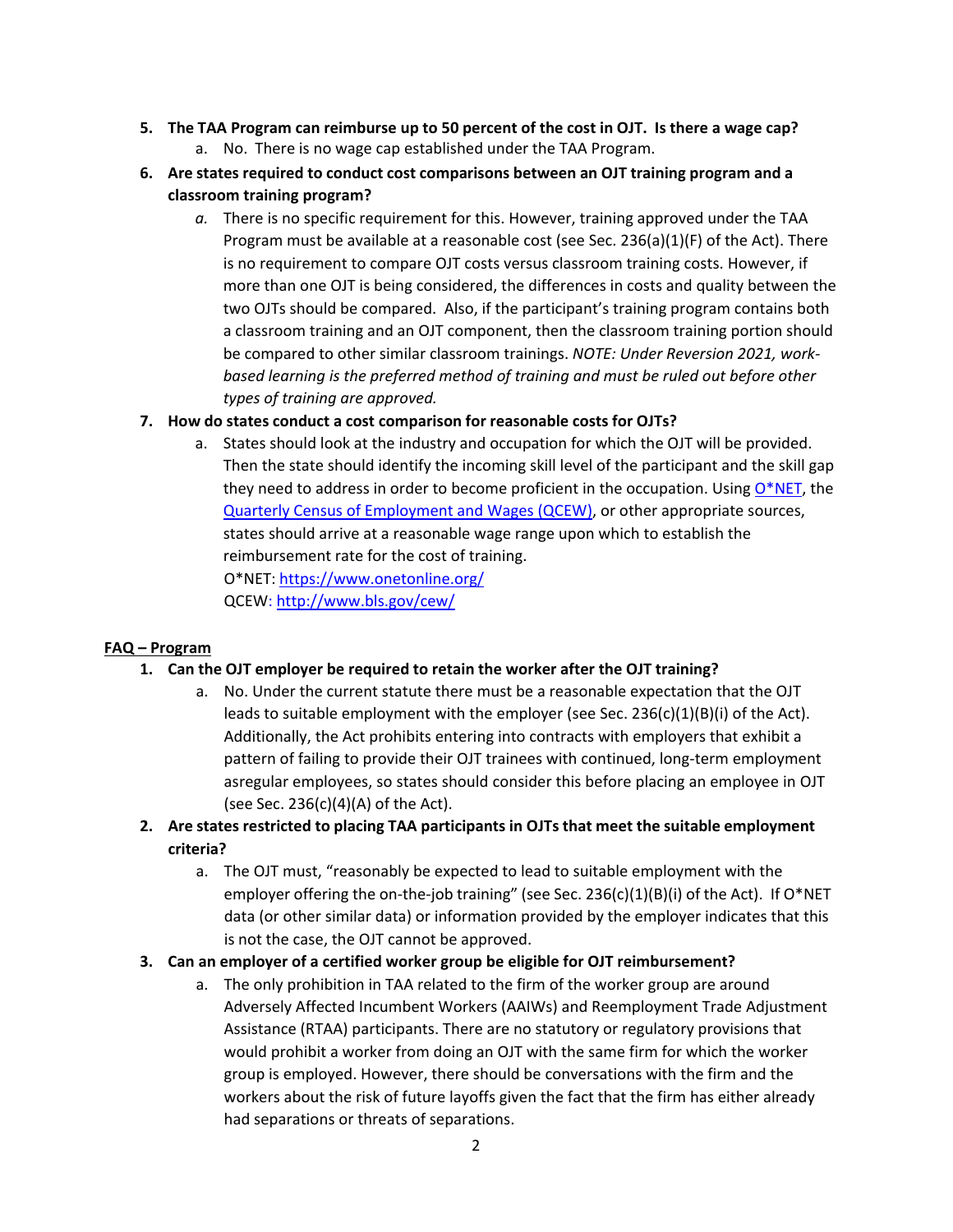5. **The TAA Program can reimburse up to 50 percent of the cost in OJT. Is there a wage cap?**
    a. No. There is no wage cap established under the TAA Program.
6. **Are states required to conduct cost comparisons between an OJT training program and a classroom training program?**
    *a.* There is no specific requirement for this. However, training approved under the TAA Program must be available at a reasonable cost (see Sec. 236(a)(1)(F) of the Act). There is no requirement to compare OJT costs versus classroom training costs. However, if more than one OJT is being considered, the differences in costs and quality between the two OJTs should be compared. Also, if the participant's training program contains both a classroom training and an OJT component, then the classroom training portion should be compared to other similar classroom trainings. *NOTE: Under Reversion 2021, work-based learning is the preferred method of training and must be ruled out before other types of training are approved.*
7. **How do states conduct a cost comparison for reasonable costs for OJTs?**
    a. States should look at the industry and occupation for which the OJT will be provided. Then the state should identify the incoming skill level of the participant and the skill gap they need to address in order to become proficient in the occupation. Using [O*NET](https://www.onetonline.org/), the [Quarterly Census of Employment and Wages (QCEW)](http://www.bls.gov/cew/), or other appropriate sources, states should arrive at a reasonable wage range upon which to establish the reimbursement rate for the cost of training.
    O*NET: https://www.onetonline.org/
    QCEW: http://www.bls.gov/cew/

## FAQ – Program

1. **Can the OJT employer be required to retain the worker after the OJT training?**
    a. No. Under the current statute there must be a reasonable expectation that the OJT leads to suitable employment with the employer (see Sec. 236(c)(1)(B)(i) of the Act). Additionally, the Act prohibits entering into contracts with employers that exhibit a pattern of failing to provide their OJT trainees with continued, long-term employment asregular employees, so states should consider this before placing an employee in OJT (see Sec. 236(c)(4)(A) of the Act).
2. **Are states restricted to placing TAA participants in OJTs that meet the suitable employment criteria?**
    a. The OJT must, "reasonably be expected to lead to suitable employment with the employer offering the on-the-job training" (see Sec. 236(c)(1)(B)(i) of the Act). If O*NET data (or other similar data) or information provided by the employer indicates that this is not the case, the OJT cannot be approved.
3. **Can an employer of a certified worker group be eligible for OJT reimbursement?**
    a. The only prohibition in TAA related to the firm of the worker group are around Adversely Affected Incumbent Workers (AAIWs) and Reemployment Trade Adjustment Assistance (RTAA) participants. There are no statutory or regulatory provisions that would prohibit a worker from doing an OJT with the same firm for which the worker group is employed. However, there should be conversations with the firm and the workers about the risk of future layoffs given the fact that the firm has either already had separations or threats of separations.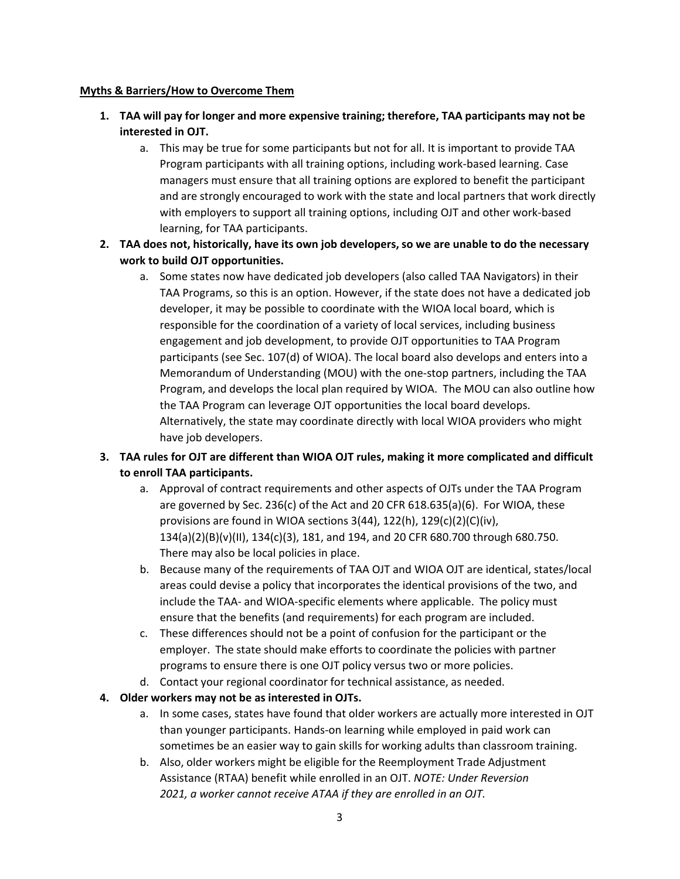**Myths & Barriers/How to Overcome Them**

1. **TAA will pay for longer and more expensive training; therefore, TAA participants may not be interested in OJT.**
    a. This may be true for some participants but not for all. It is important to provide TAA Program participants with all training options, including work-based learning. Case managers must ensure that all training options are explored to benefit the participant and are strongly encouraged to work with the state and local partners that work directly with employers to support all training options, including OJT and other work-based learning, for TAA participants.

2. **TAA does not, historically, have its own job developers, so we are unable to do the necessary work to build OJT opportunities.**
    a. Some states now have dedicated job developers (also called TAA Navigators) in their TAA Programs, so this is an option. However, if the state does not have a dedicated job developer, it may be possible to coordinate with the WIOA local board, which is responsible for the coordination of a variety of local services, including business engagement and job development, to provide OJT opportunities to TAA Program participants (see Sec. 107(d) of WIOA). The local board also develops and enters into a Memorandum of Understanding (MOU) with the one-stop partners, including the TAA Program, and develops the local plan required by WIOA. The MOU can also outline how the TAA Program can leverage OJT opportunities the local board develops. Alternatively, the state may coordinate directly with local WIOA providers who might have job developers.

3. **TAA rules for OJT are different than WIOA OJT rules, making it more complicated and difficult to enroll TAA participants.**
    a. Approval of contract requirements and other aspects of OJTs under the TAA Program are governed by Sec. 236(c) of the Act and 20 CFR 618.635(a)(6). For WIOA, these provisions are found in WIOA sections 3(44), 122(h), 129(c)(2)(C)(iv), 134(a)(2)(B)(v)(II), 134(c)(3), 181, and 194, and 20 CFR 680.700 through 680.750. There may also be local policies in place.
    b. Because many of the requirements of TAA OJT and WIOA OJT are identical, states/local areas could devise a policy that incorporates the identical provisions of the two, and include the TAA- and WIOA-specific elements where applicable. The policy must ensure that the benefits (and requirements) for each program are included.
    c. These differences should not be a point of confusion for the participant or the employer. The state should make efforts to coordinate the policies with partner programs to ensure there is one OJT policy versus two or more policies.
    d. Contact your regional coordinator for technical assistance, as needed.

4. **Older workers may not be as interested in OJTs.**
    a. In some cases, states have found that older workers are actually more interested in OJT than younger participants. Hands-on learning while employed in paid work can sometimes be an easier way to gain skills for working adults than classroom training.
    b. Also, older workers might be eligible for the Reemployment Trade Adjustment Assistance (RTAA) benefit while enrolled in an OJT. *NOTE: Under Reversion 2021, a worker cannot receive ATAA if they are enrolled in an OJT.*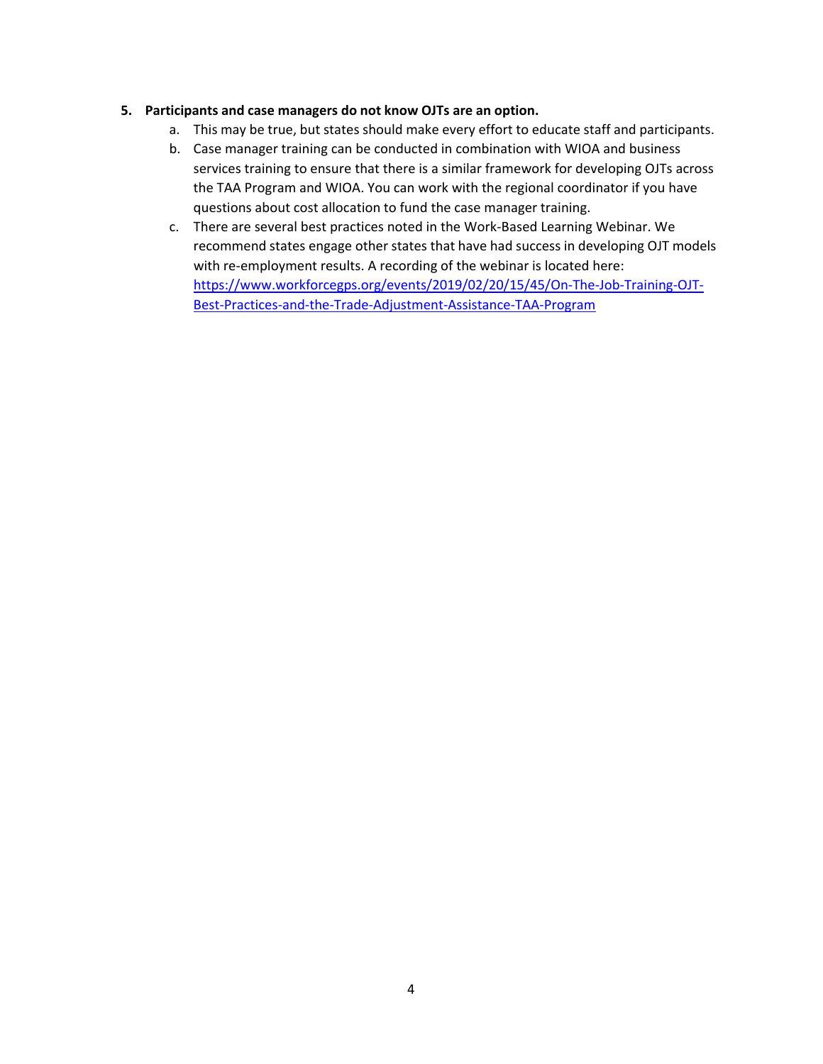5. **Participants and case managers do not know OJTs are an option.**
    a. This may be true, but states should make every effort to educate staff and participants.
    b. Case manager training can be conducted in combination with WIOA and business services training to ensure that there is a similar framework for developing OJTs across the TAA Program and WIOA. You can work with the regional coordinator if you have questions about cost allocation to fund the case manager training.
    c. There are several best practices noted in the Work-Based Learning Webinar. We recommend states engage other states that have had success in developing OJT models with re-employment results. A recording of the webinar is located here: [https://www.workforcegps.org/events/2019/02/20/15/45/On-The-Job-Training-OJT-Best-Practices-and-the-Trade-Adjustment-Assistance-TAA-Program](https://www.workforcegps.org/events/2019/02/20/15/45/On-The-Job-Training-OJT-Best-Practices-and-the-Trade-Adjustment-Assistance-TAA-Program)